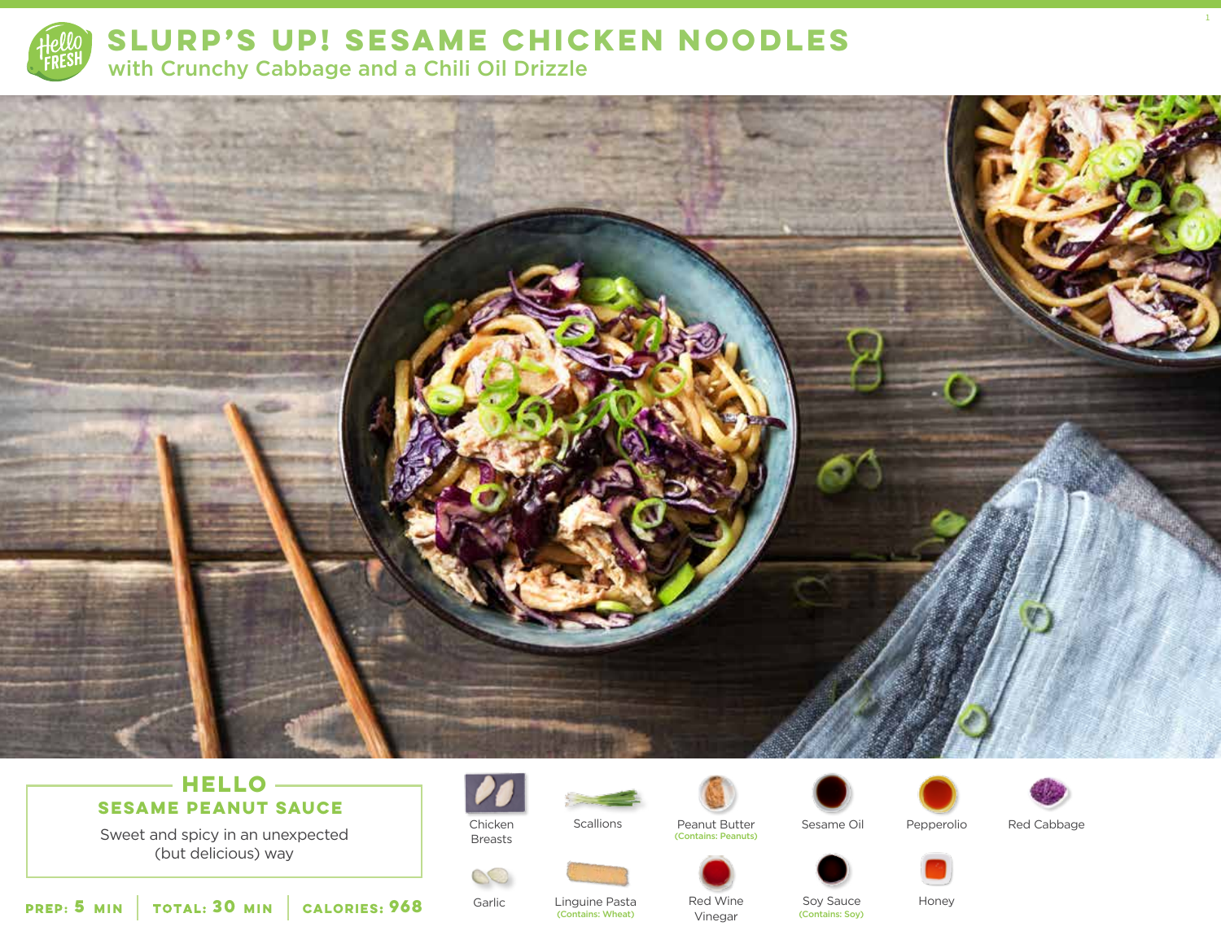# SLURP'S UP! SESAME CHICKEN NOODLES

## with Crunchy Cabbage and a Chili Oil Drizzle

### HELLO
**SESAME PEANUT SAUCE**

Sweet and spicy in an unexpected (but delicious) way

**PREP:** 5 MIN | **TOTAL:** 30 MIN | **CALORIES:** 968

- Chicken Breasts
- Scallions
- Peanut Butter (Contains: Peanuts)
- Sesame Oil
- Pepperolio
- Red Cabbage
- Garlic
- Linguine Pasta (Contains: Wheat)
- Red Wine Vinegar
- Soy Sauce (Contains: Soy)
- Honey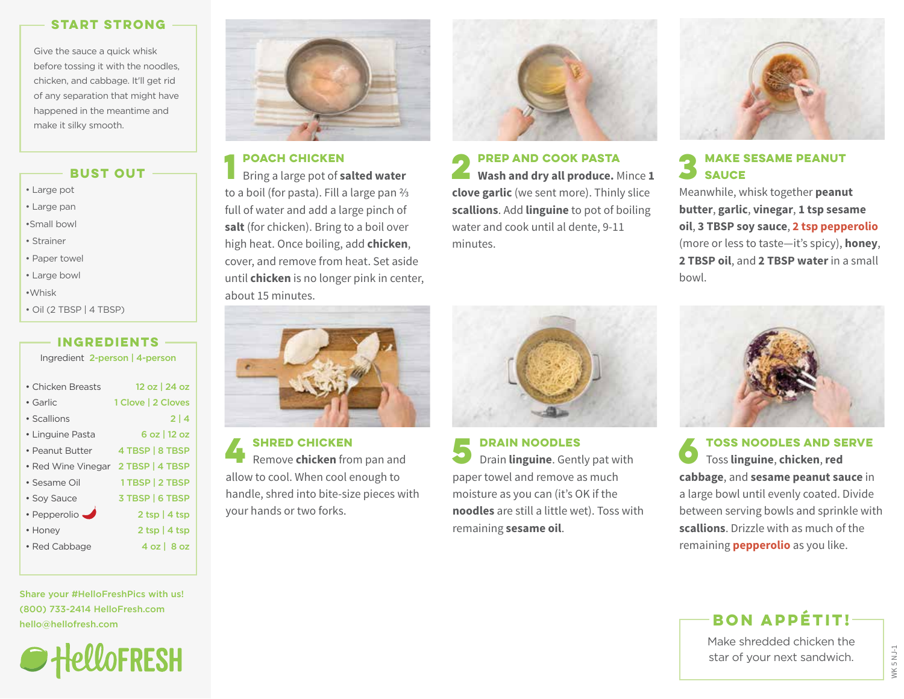## START STRONG

Give the sauce a quick whisk before tossing it with the noodles, chicken, and cabbage. It'll get rid of any separation that might have happened in the meantime and make it silky smooth.

## BUST OUT

- Large pot
- Large pan
- Small bowl
- Strainer
- Paper towel
- Large bowl
- Whisk
- Oil (2 TBSP | 4 TBSP)

## INGREDIENTS

| Ingredient | 2-person \| 4-person |
| --- | --- |
| Chicken Breasts | 12 oz \| 24 oz |
| Garlic | 1 Clove \| 2 Cloves |
| Scallions | 2 \| 4 |
| Linguine Pasta | 6 oz \| 12 oz |
| Peanut Butter | 4 TBSP \| 8 TBSP |
| Red Wine Vinegar | 2 TBSP \| 4 TBSP |
| Sesame Oil | 1 TBSP \| 2 TBSP |
| Soy Sauce | 3 TBSP \| 6 TBSP |
| Pepperolio 🌶 | 2 tsp \| 4 tsp |
| Honey | 2 tsp \| 4 tsp |
| Red Cabbage | 4 oz \| 8 oz |

Share your #HelloFreshPics with us!
(800) 733-2414 HelloFresh.com
hello@hellofresh.com

HelloFRESH

### 1 POACH CHICKEN

Bring a large pot of **salted water** to a boil (for pasta). Fill a large pan ⅔ full of water and add a large pinch of **salt** (for chicken). Bring to a boil over high heat. Once boiling, add **chicken**, cover, and remove from heat. Set aside until **chicken** is no longer pink in center, about 15 minutes.

### 2 PREP AND COOK PASTA

**Wash and dry all produce.** Mince **1 clove garlic** (we sent more). Thinly slice **scallions**. Add **linguine** to pot of boiling water and cook until al dente, 9-11 minutes.

### 3 MAKE SESAME PEANUT SAUCE

Meanwhile, whisk together **peanut butter**, **garlic**, **vinegar**, **1 tsp sesame oil**, **3 TBSP soy sauce**, **2 tsp pepperolio** (more or less to taste—it's spicy), **honey**, **2 TBSP oil**, and **2 TBSP water** in a small bowl.

### 4 SHRED CHICKEN

Remove **chicken** from pan and allow to cool. When cool enough to handle, shred into bite-size pieces with your hands or two forks.

### 5 DRAIN NOODLES

Drain **linguine**. Gently pat with paper towel and remove as much moisture as you can (it's OK if the **noodles** are still a little wet). Toss with remaining **sesame oil**.

### 6 TOSS NOODLES AND SERVE

Toss **linguine**, **chicken**, **red cabbage**, and **sesame peanut sauce** in a large bowl until evenly coated. Divide between serving bowls and sprinkle with **scallions**. Drizzle with as much of the remaining **pepperolio** as you like.

## BON APPÉTIT!

Make shredded chicken the star of your next sandwich.

WK 5 NJ-1